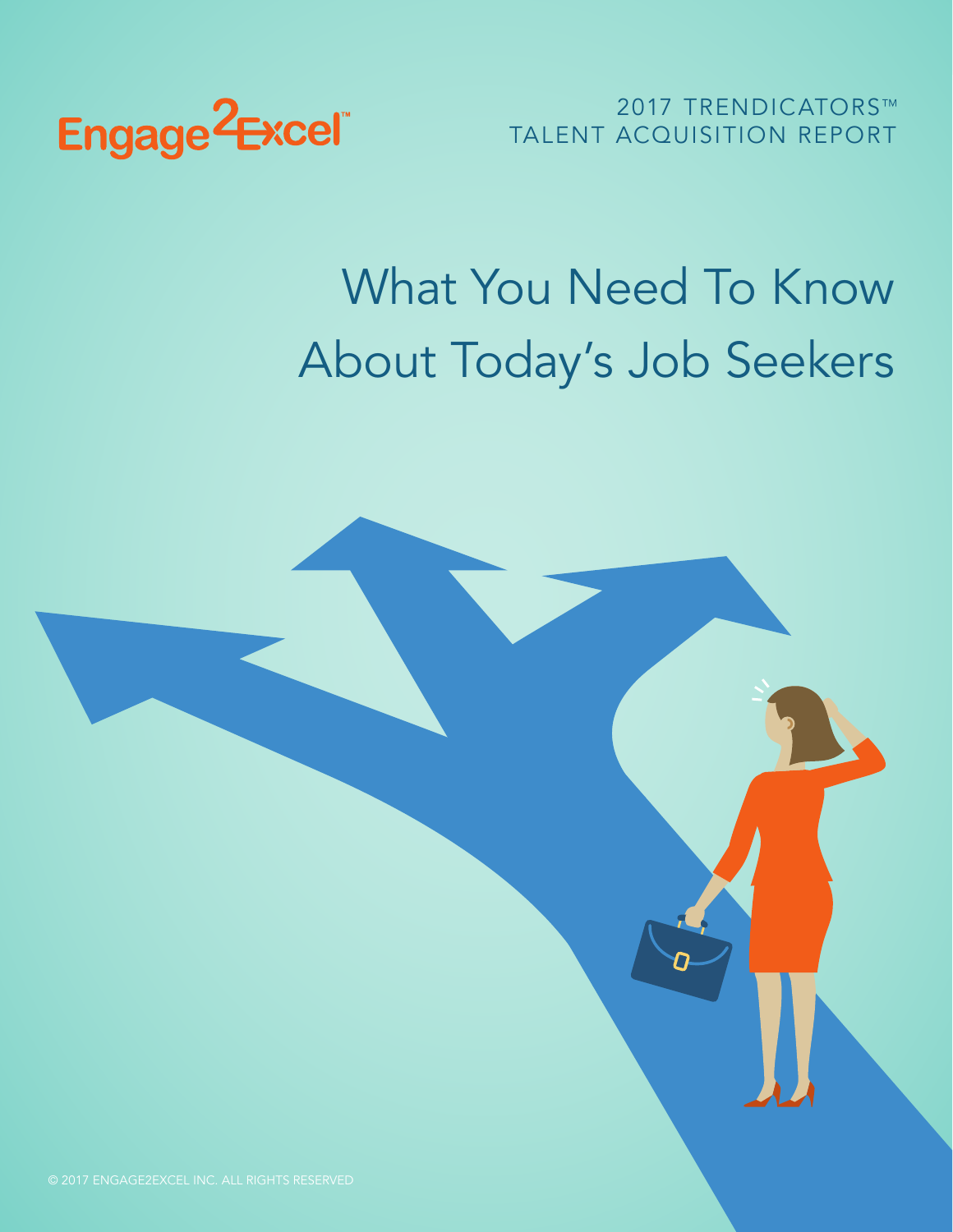Engage2Excel™

2017 TRENDICATORS™
TALENT ACQUISITION REPORT

# What You Need To Know About Today's Job Seekers

© 2017 ENGAGE2EXCEL INC. ALL RIGHTS RESERVED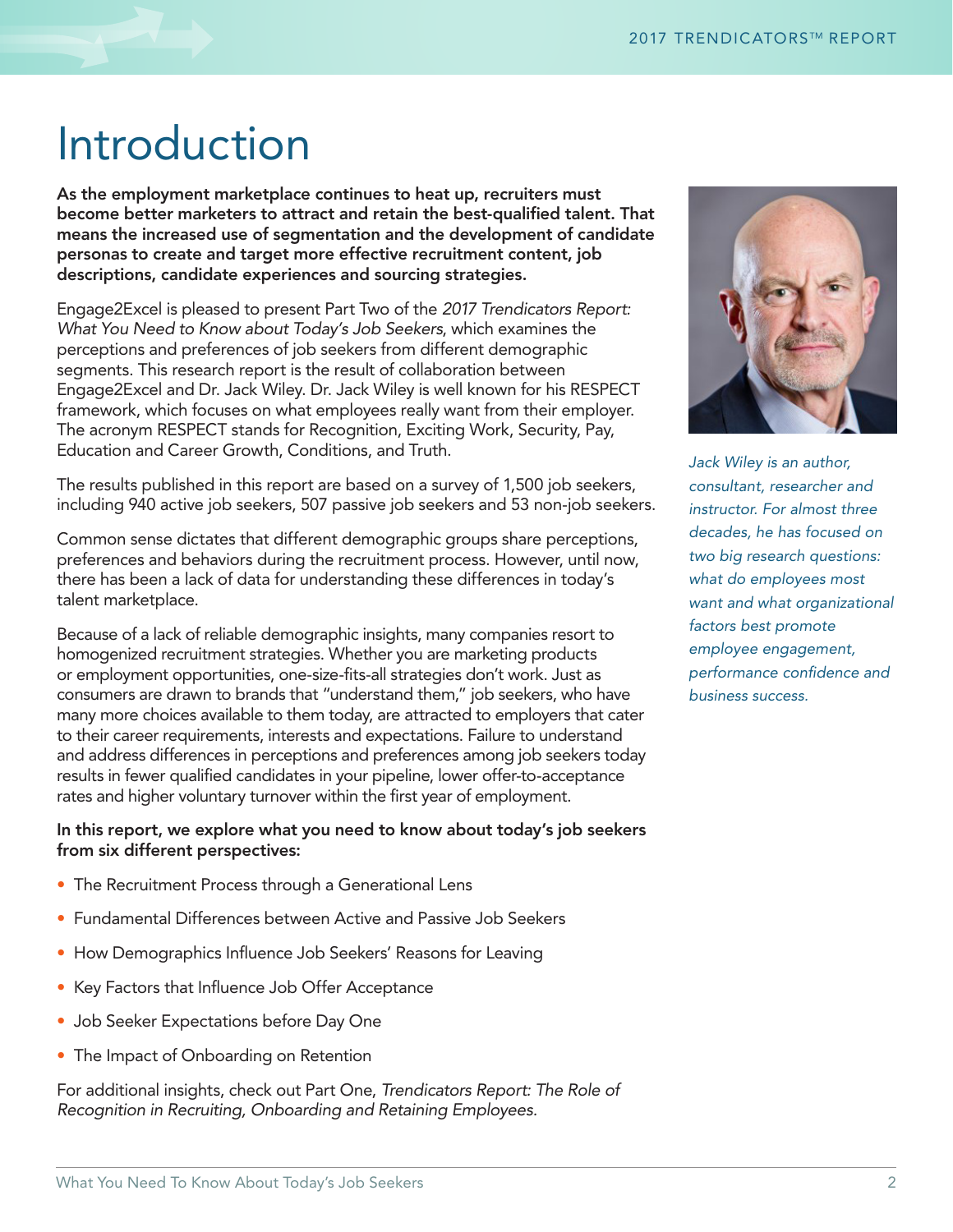# Introduction

**As the employment marketplace continues to heat up, recruiters must become better marketers to attract and retain the best-qualified talent. That means the increased use of segmentation and the development of candidate personas to create and target more effective recruitment content, job descriptions, candidate experiences and sourcing strategies.**

Engage2Excel is pleased to present Part Two of the *2017 Trendicators Report: What You Need to Know about Today's Job Seekers*, which examines the perceptions and preferences of job seekers from different demographic segments. This research report is the result of collaboration between Engage2Excel and Dr. Jack Wiley. Dr. Jack Wiley is well known for his RESPECT framework, which focuses on what employees really want from their employer. The acronym RESPECT stands for Recognition, Exciting Work, Security, Pay, Education and Career Growth, Conditions, and Truth.

*Jack Wiley is an author, consultant, researcher and instructor. For almost three decades, he has focused on two big research questions: what do employees most want and what organizational factors best promote employee engagement, performance confidence and business success.*

The results published in this report are based on a survey of 1,500 job seekers, including 940 active job seekers, 507 passive job seekers and 53 non-job seekers.

Common sense dictates that different demographic groups share perceptions, preferences and behaviors during the recruitment process. However, until now, there has been a lack of data for understanding these differences in today's talent marketplace.

Because of a lack of reliable demographic insights, many companies resort to homogenized recruitment strategies. Whether you are marketing products or employment opportunities, one-size-fits-all strategies don't work. Just as consumers are drawn to brands that "understand them," job seekers, who have many more choices available to them today, are attracted to employers that cater to their career requirements, interests and expectations. Failure to understand and address differences in perceptions and preferences among job seekers today results in fewer qualified candidates in your pipeline, lower offer-to-acceptance rates and higher voluntary turnover within the first year of employment.

**In this report, we explore what you need to know about today's job seekers from six different perspectives:**

- The Recruitment Process through a Generational Lens
- Fundamental Differences between Active and Passive Job Seekers
- How Demographics Influence Job Seekers' Reasons for Leaving
- Key Factors that Influence Job Offer Acceptance
- Job Seeker Expectations before Day One
- The Impact of Onboarding on Retention

For additional insights, check out Part One, *Trendicators Report: The Role of Recognition in Recruiting, Onboarding and Retaining Employees.*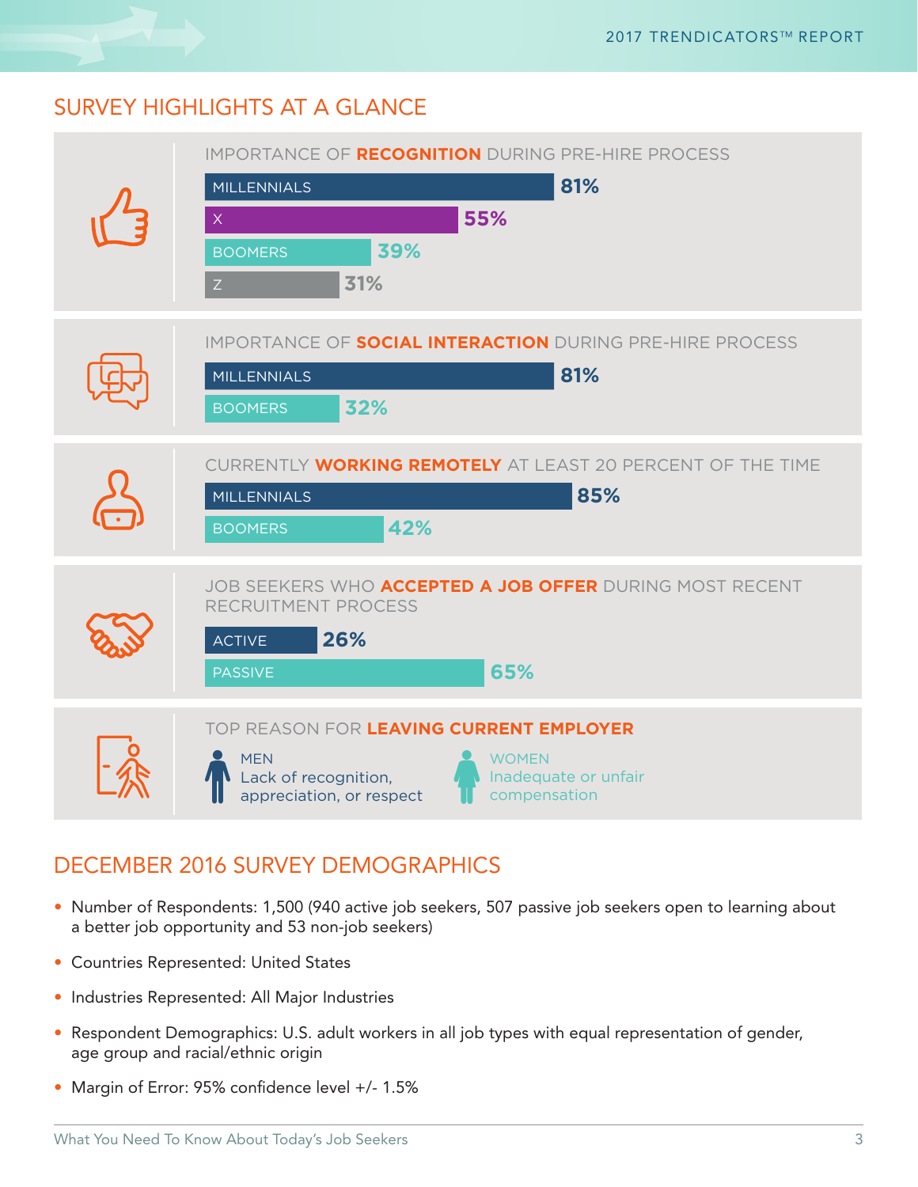## SURVEY HIGHLIGHTS AT A GLANCE

### IMPORTANCE OF **RECOGNITION** DURING PRE-HIRE PROCESS

| Group | Percentage |
|---|---|
| MILLENNIALS | 81% |
| X | 55% |
| BOOMERS | 39% |
| Z | 31% |

### IMPORTANCE OF **SOCIAL INTERACTION** DURING PRE-HIRE PROCESS

| Group | Percentage |
|---|---|
| MILLENNIALS | 81% |
| BOOMERS | 32% |

### CURRENTLY **WORKING REMOTELY** AT LEAST 20 PERCENT OF THE TIME

| Group | Percentage |
|---|---|
| MILLENNIALS | 85% |
| BOOMERS | 42% |

### JOB SEEKERS WHO **ACCEPTED A JOB OFFER** DURING MOST RECENT RECRUITMENT PROCESS

| Group | Percentage |
|---|---|
| ACTIVE | 26% |
| PASSIVE | 65% |

### TOP REASON FOR **LEAVING CURRENT EMPLOYER**

- MEN: Lack of recognition, appreciation, or respect
- WOMEN: Inadequate or unfair compensation

## DECEMBER 2016 SURVEY DEMOGRAPHICS

- Number of Respondents: 1,500 (940 active job seekers, 507 passive job seekers open to learning about a better job opportunity and 53 non-job seekers)
- Countries Represented: United States
- Industries Represented: All Major Industries
- Respondent Demographics: U.S. adult workers in all job types with equal representation of gender, age group and racial/ethnic origin
- Margin of Error: 95% confidence level +/- 1.5%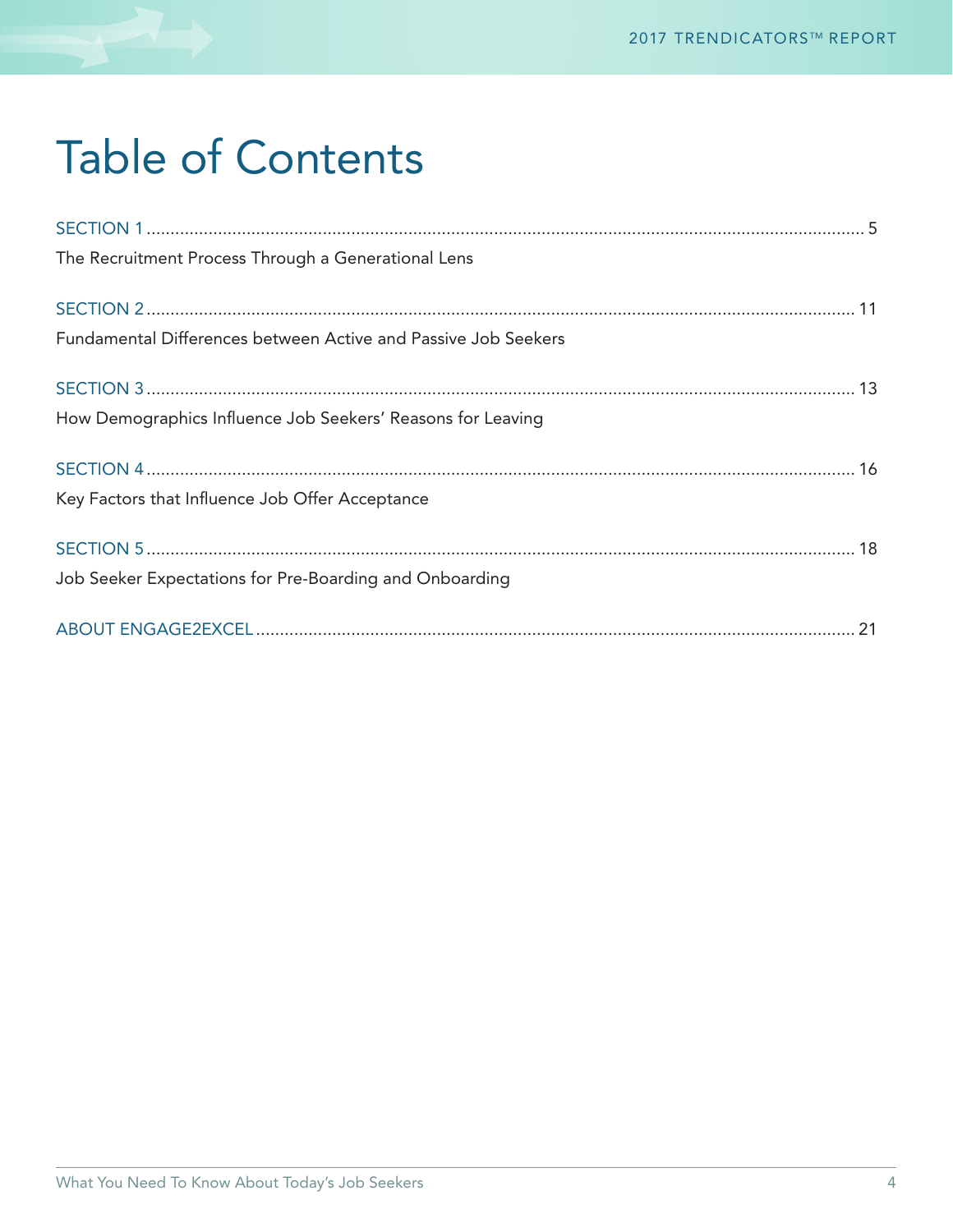# Table of Contents

SECTION 1 ..... 5
The Recruitment Process Through a Generational Lens

SECTION 2 ..... 11
Fundamental Differences between Active and Passive Job Seekers

SECTION 3 ..... 13
How Demographics Influence Job Seekers' Reasons for Leaving

SECTION 4 ..... 16
Key Factors that Influence Job Offer Acceptance

SECTION 5 ..... 18
Job Seeker Expectations for Pre-Boarding and Onboarding

ABOUT ENGAGE2EXCEL ..... 21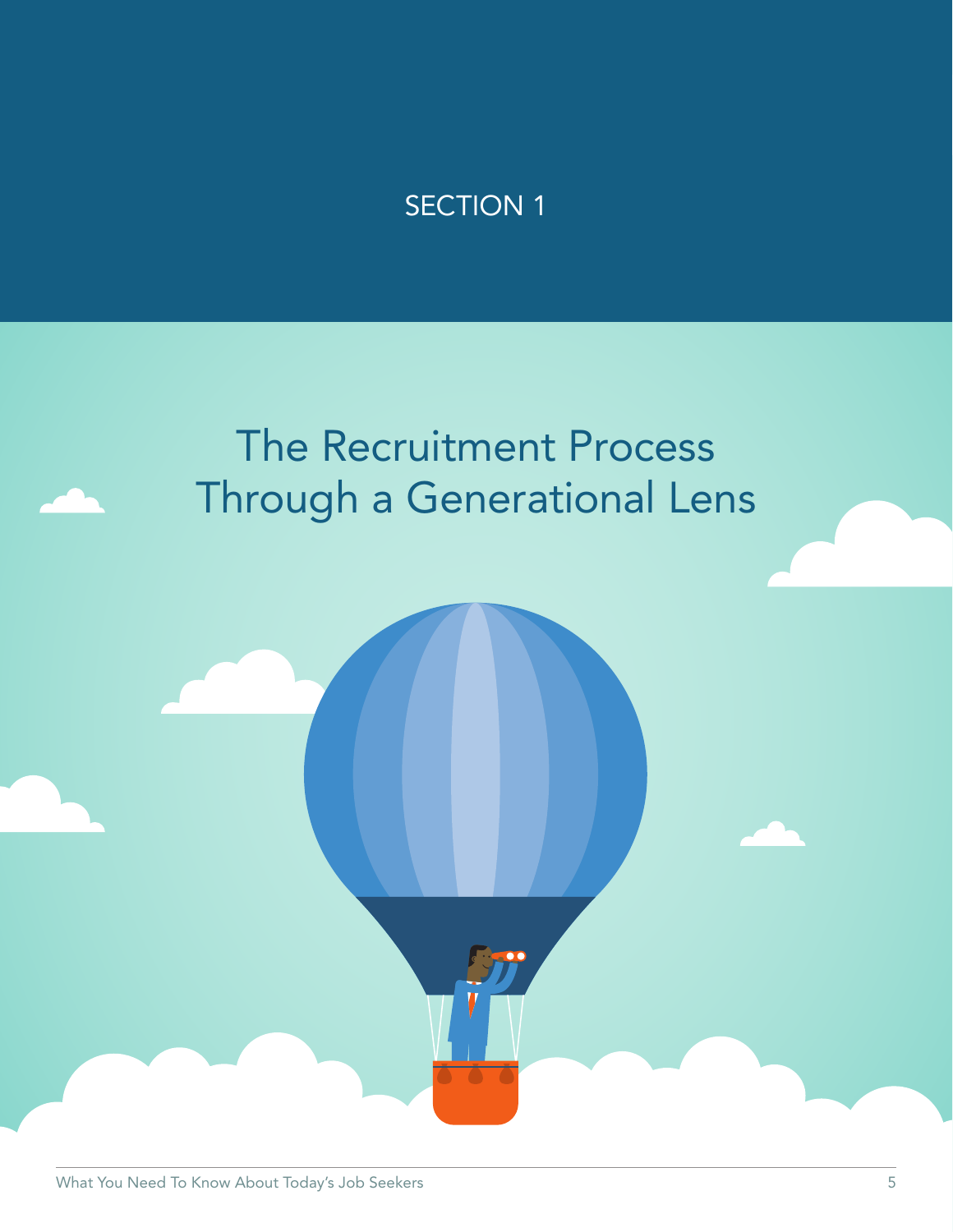SECTION 1

# The Recruitment Process Through a Generational Lens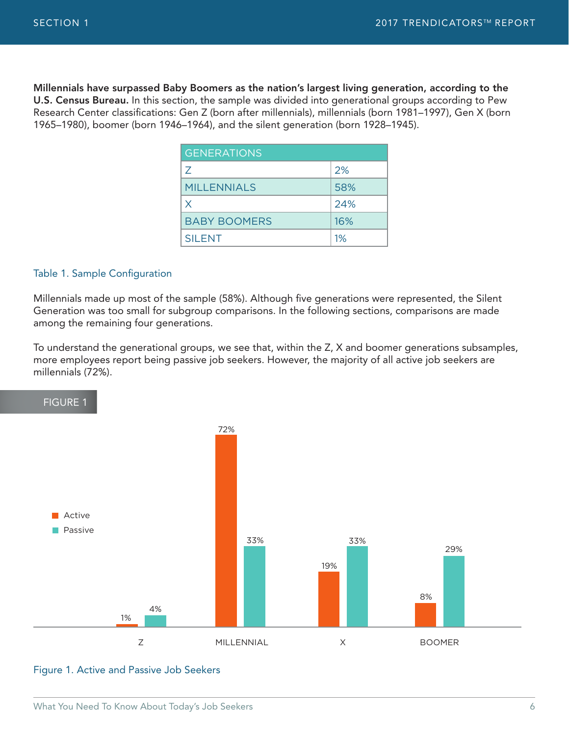**Millennials have surpassed Baby Boomers as the nation's largest living generation, according to the U.S. Census Bureau.** In this section, the sample was divided into generational groups according to Pew Research Center classifications: Gen Z (born after millennials), millennials (born 1981–1997), Gen X (born 1965–1980), boomer (born 1946–1964), and the silent generation (born 1928–1945).

| GENERATIONS | |
|---|---|
| Z | 2% |
| MILLENNIALS | 58% |
| X | 24% |
| BABY BOOMERS | 16% |
| SILENT | 1% |

Table 1. Sample Configuration

Millennials made up most of the sample (58%). Although five generations were represented, the Silent Generation was too small for subgroup comparisons. In the following sections, comparisons are made among the remaining four generations.

To understand the generational groups, we see that, within the Z, X and boomer generations subsamples, more employees report being passive job seekers. However, the majority of all active job seekers are millennials (72%).

FIGURE 1

| | Active | Passive |
|---|---|---|
| Z | 1% | 4% |
| MILLENNIAL | 72% | 33% |
| X | 19% | 33% |
| BOOMER | 8% | 29% |

Figure 1. Active and Passive Job Seekers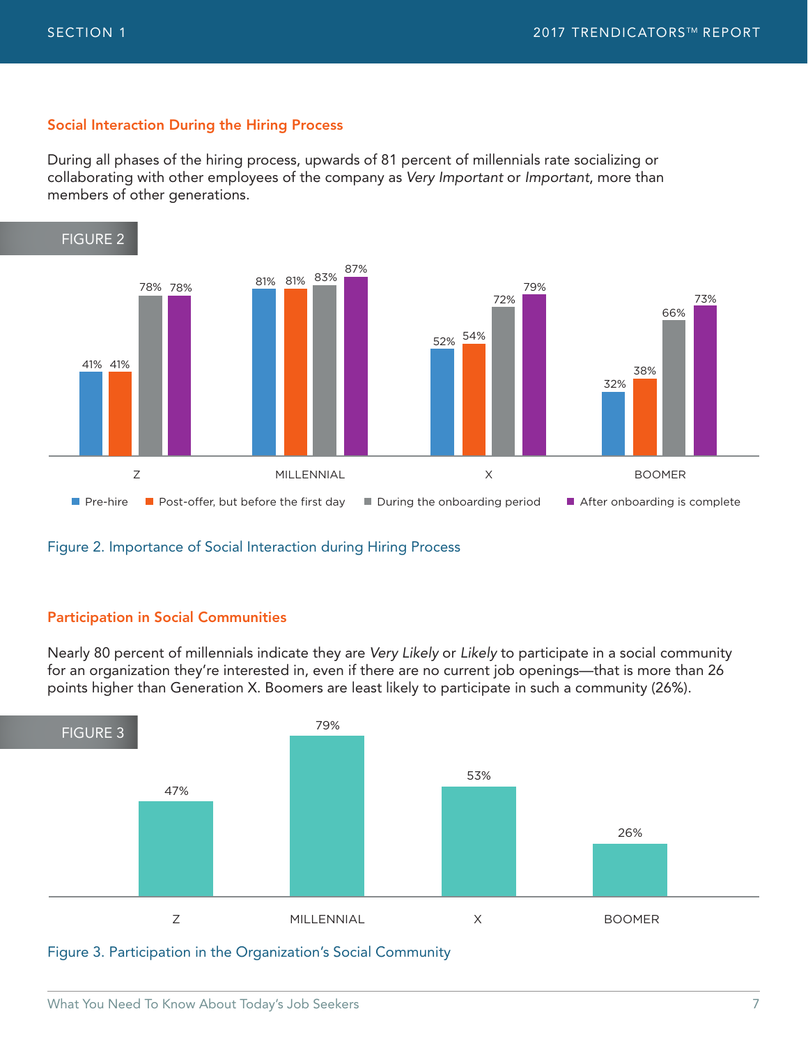### Social Interaction During the Hiring Process

During all phases of the hiring process, upwards of 81 percent of millennials rate socializing or collaborating with other employees of the company as *Very Important* or *Important*, more than members of other generations.

FIGURE 2

| | Pre-hire | Post-offer, but before the first day | During the onboarding period | After onboarding is complete |
|---|---|---|---|---|
| Z | 41% | 41% | 78% | 78% |
| MILLENNIAL | 81% | 81% | 83% | 87% |
| X | 52% | 54% | 72% | 79% |
| BOOMER | 32% | 38% | 66% | 73% |

Figure 2. Importance of Social Interaction during Hiring Process

### Participation in Social Communities

Nearly 80 percent of millennials indicate they are *Very Likely* or *Likely* to participate in a social community for an organization they're interested in, even if there are no current job openings—that is more than 26 points higher than Generation X. Boomers are least likely to participate in such a community (26%).

FIGURE 3

| Z | MILLENNIAL | X | BOOMER |
|---|---|---|---|
| 47% | 79% | 53% | 26% |

Figure 3. Participation in the Organization's Social Community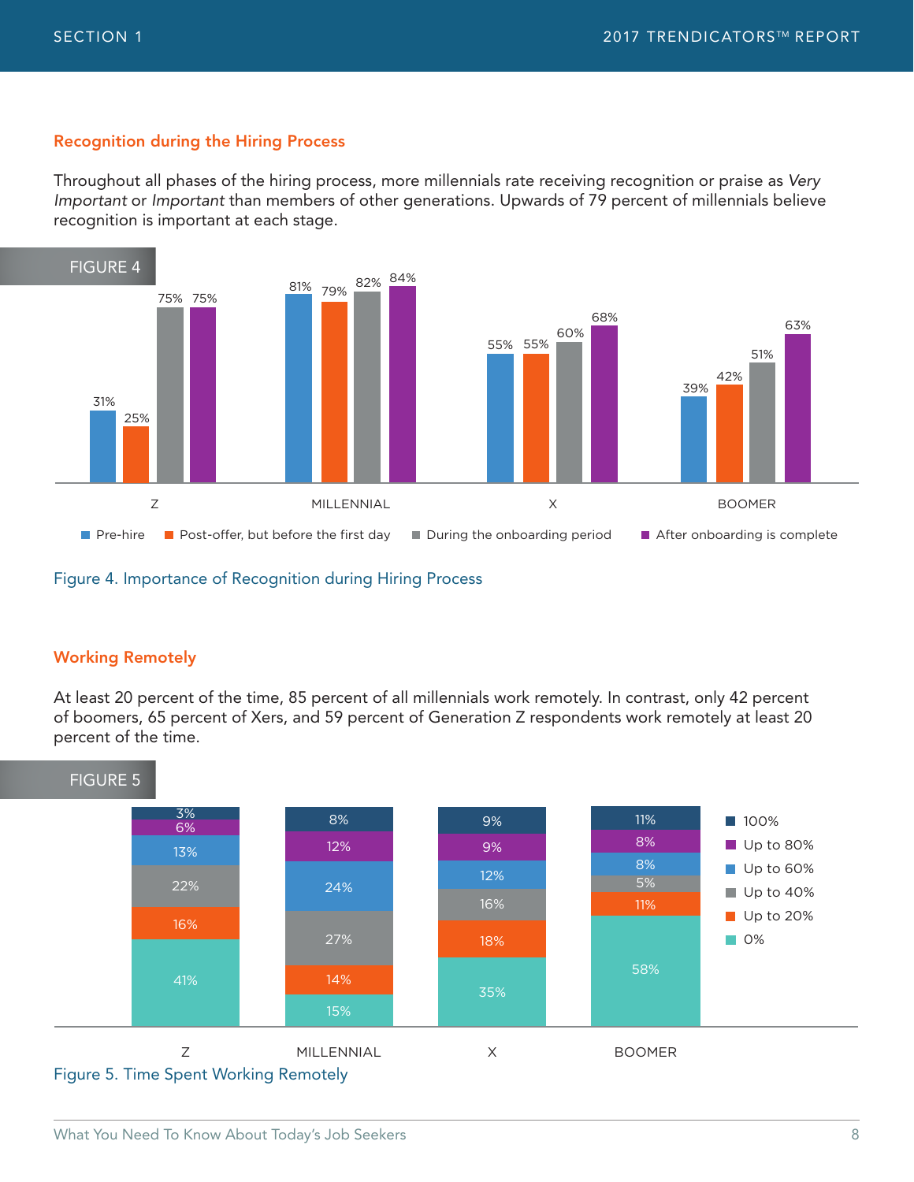### Recognition during the Hiring Process

Throughout all phases of the hiring process, more millennials rate receiving recognition or praise as *Very Important* or *Important* than members of other generations. Upwards of 79 percent of millennials believe recognition is important at each stage.

FIGURE 4

| | Pre-hire | Post-offer, but before the first day | During the onboarding period | After onboarding is complete |
|---|---|---|---|---|
| Z | 31% | 25% | 75% | 75% |
| MILLENNIAL | 81% | 79% | 82% | 84% |
| X | 55% | 55% | 60% | 68% |
| BOOMER | 39% | 42% | 51% | 63% |

Figure 4. Importance of Recognition during Hiring Process

### Working Remotely

At least 20 percent of the time, 85 percent of all millennials work remotely. In contrast, only 42 percent of boomers, 65 percent of Xers, and 59 percent of Generation Z respondents work remotely at least 20 percent of the time.

FIGURE 5

| | Z | MILLENNIAL | X | BOOMER |
|---|---|---|---|---|
| 100% | 3% | 8% | 9% | 11% |
| Up to 80% | 6% | 12% | 9% | 8% |
| Up to 60% | 13% | 24% | 12% | 8% |
| Up to 40% | 22% | 27% | 16% | 5% |
| Up to 20% | 16% | 14% | 18% | 11% |
| 0% | 41% | 15% | 35% | 58% |

Figure 5. Time Spent Working Remotely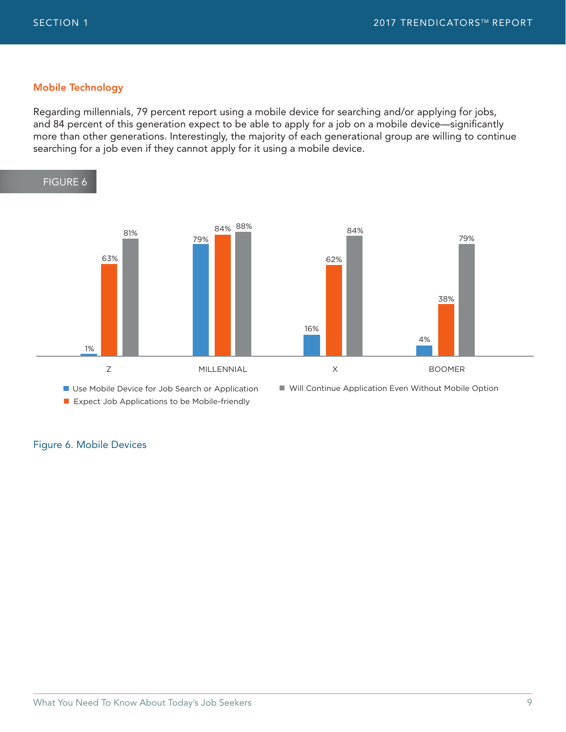## Mobile Technology

Regarding millennials, 79 percent report using a mobile device for searching and/or applying for jobs, and 84 percent of this generation expect to be able to apply for a job on a mobile device—significantly more than other generations. Interestingly, the majority of each generational group are willing to continue searching for a job even if they cannot apply for it using a mobile device.

FIGURE 6

| | Z | MILLENNIAL | X | BOOMER |
|---|---|---|---|---|
| Use Mobile Device for Job Search or Application | 1% | 79% | 16% | 4% |
| Expect Job Applications to be Mobile-friendly | 63% | 84% | 62% | 38% |
| Will Continue Application Even Without Mobile Option | 81% | 88% | 84% | 79% |

Figure 6. Mobile Devices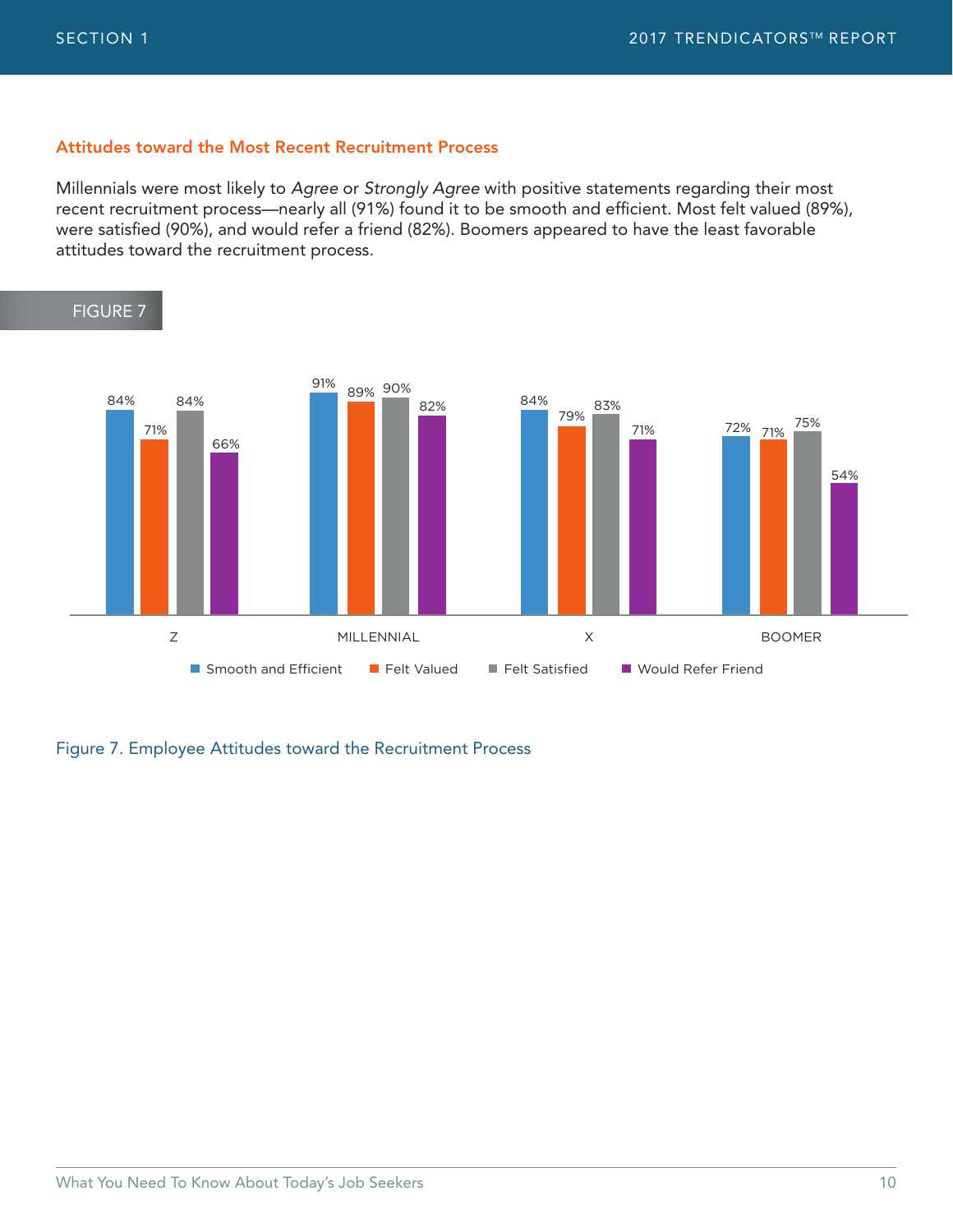## Attitudes toward the Most Recent Recruitment Process

Millennials were most likely to *Agree* or *Strongly Agree* with positive statements regarding their most recent recruitment process—nearly all (91%) found it to be smooth and efficient. Most felt valued (89%), were satisfied (90%), and would refer a friend (82%). Boomers appeared to have the least favorable attitudes toward the recruitment process.

FIGURE 7

| | Smooth and Efficient | Felt Valued | Felt Satisfied | Would Refer Friend |
|---|---|---|---|---|
| Z | 84% | 71% | 84% | 66% |
| MILLENNIAL | 91% | 89% | 90% | 82% |
| X | 84% | 79% | 83% | 71% |
| BOOMER | 72% | 71% | 75% | 54% |

Figure 7. Employee Attitudes toward the Recruitment Process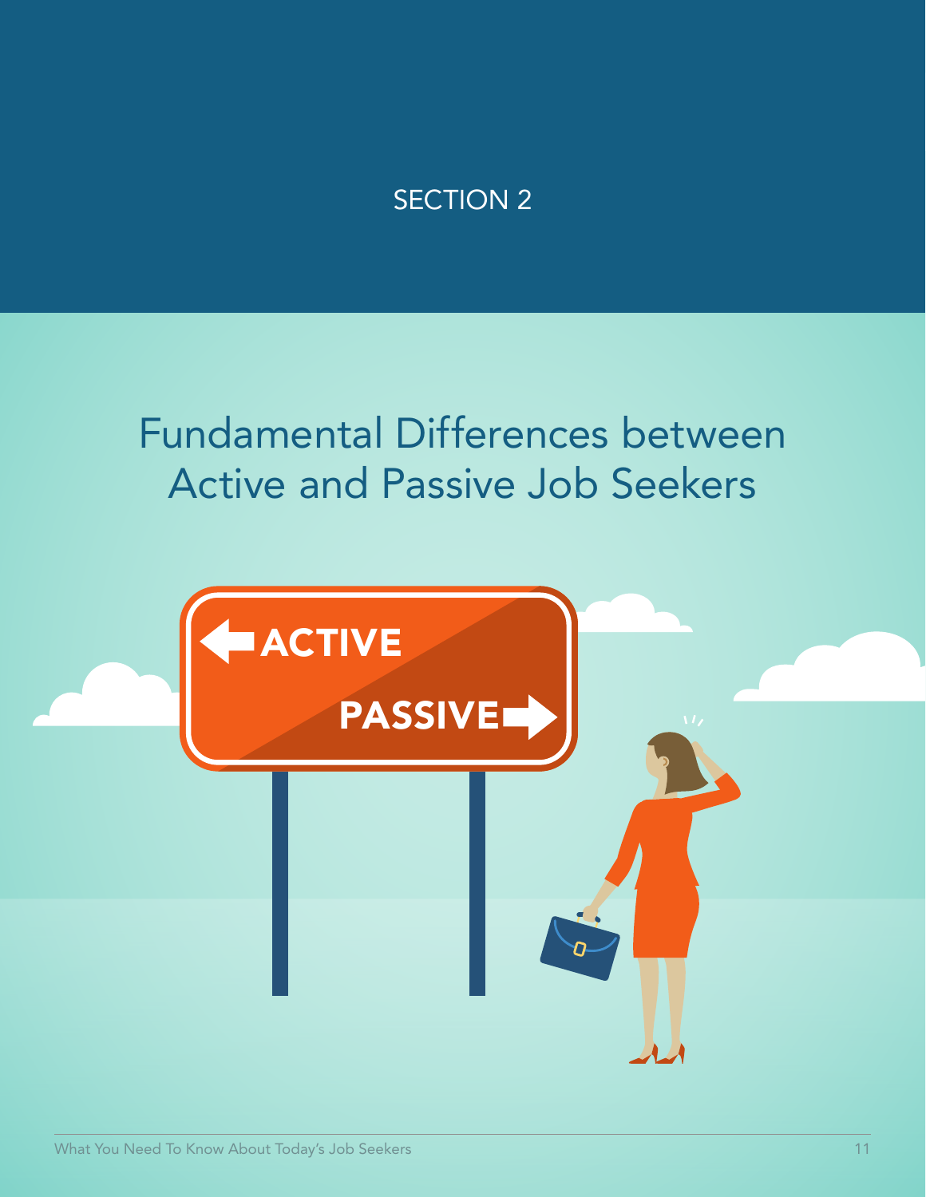SECTION 2

# Fundamental Differences between Active and Passive Job Seekers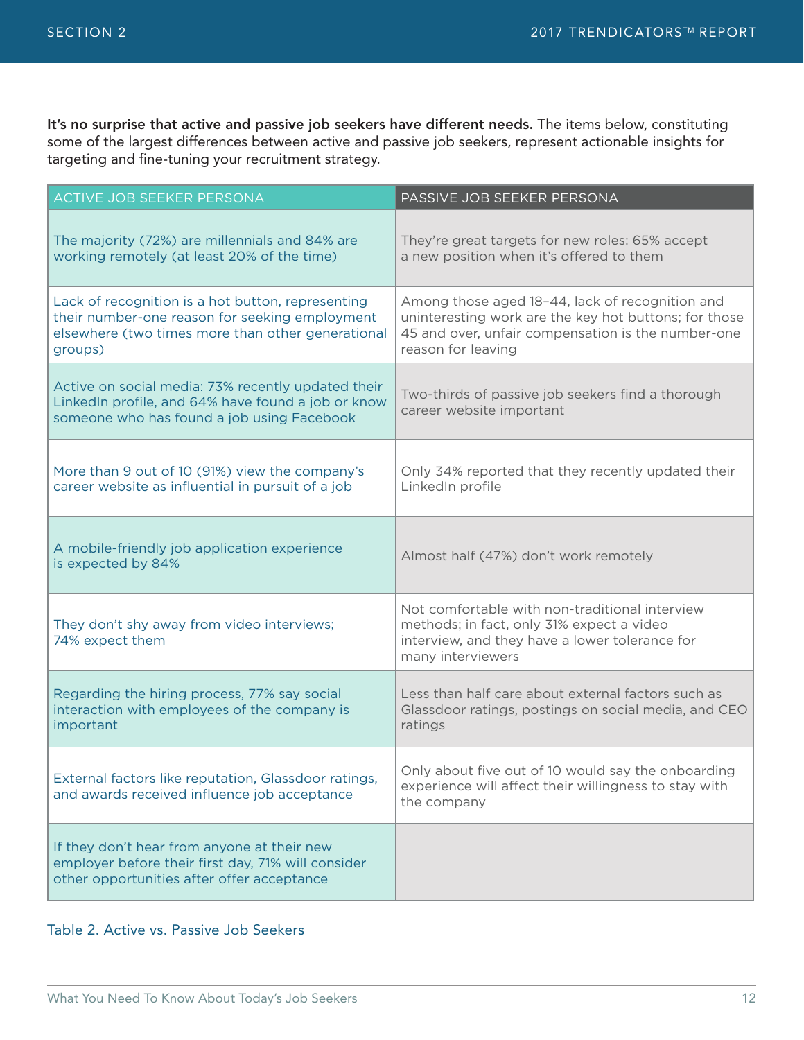**It's no surprise that active and passive job seekers have different needs.** The items below, constituting some of the largest differences between active and passive job seekers, represent actionable insights for targeting and fine-tuning your recruitment strategy.

| ACTIVE JOB SEEKER PERSONA | PASSIVE JOB SEEKER PERSONA |
|---|---|
| The majority (72%) are millennials and 84% are working remotely (at least 20% of the time) | They're great targets for new roles: 65% accept a new position when it's offered to them |
| Lack of recognition is a hot button, representing their number-one reason for seeking employment elsewhere (two times more than other generational groups) | Among those aged 18–44, lack of recognition and uninteresting work are the key hot buttons; for those 45 and over, unfair compensation is the number-one reason for leaving |
| Active on social media: 73% recently updated their LinkedIn profile, and 64% have found a job or know someone who has found a job using Facebook | Two-thirds of passive job seekers find a thorough career website important |
| More than 9 out of 10 (91%) view the company's career website as influential in pursuit of a job | Only 34% reported that they recently updated their LinkedIn profile |
| A mobile-friendly job application experience is expected by 84% | Almost half (47%) don't work remotely |
| They don't shy away from video interviews; 74% expect them | Not comfortable with non-traditional interview methods; in fact, only 31% expect a video interview, and they have a lower tolerance for many interviewers |
| Regarding the hiring process, 77% say social interaction with employees of the company is important | Less than half care about external factors such as Glassdoor ratings, postings on social media, and CEO ratings |
| External factors like reputation, Glassdoor ratings, and awards received influence job acceptance | Only about five out of 10 would say the onboarding experience will affect their willingness to stay with the company |
| If they don't hear from anyone at their new employer before their first day, 71% will consider other opportunities after offer acceptance | |

Table 2. Active vs. Passive Job Seekers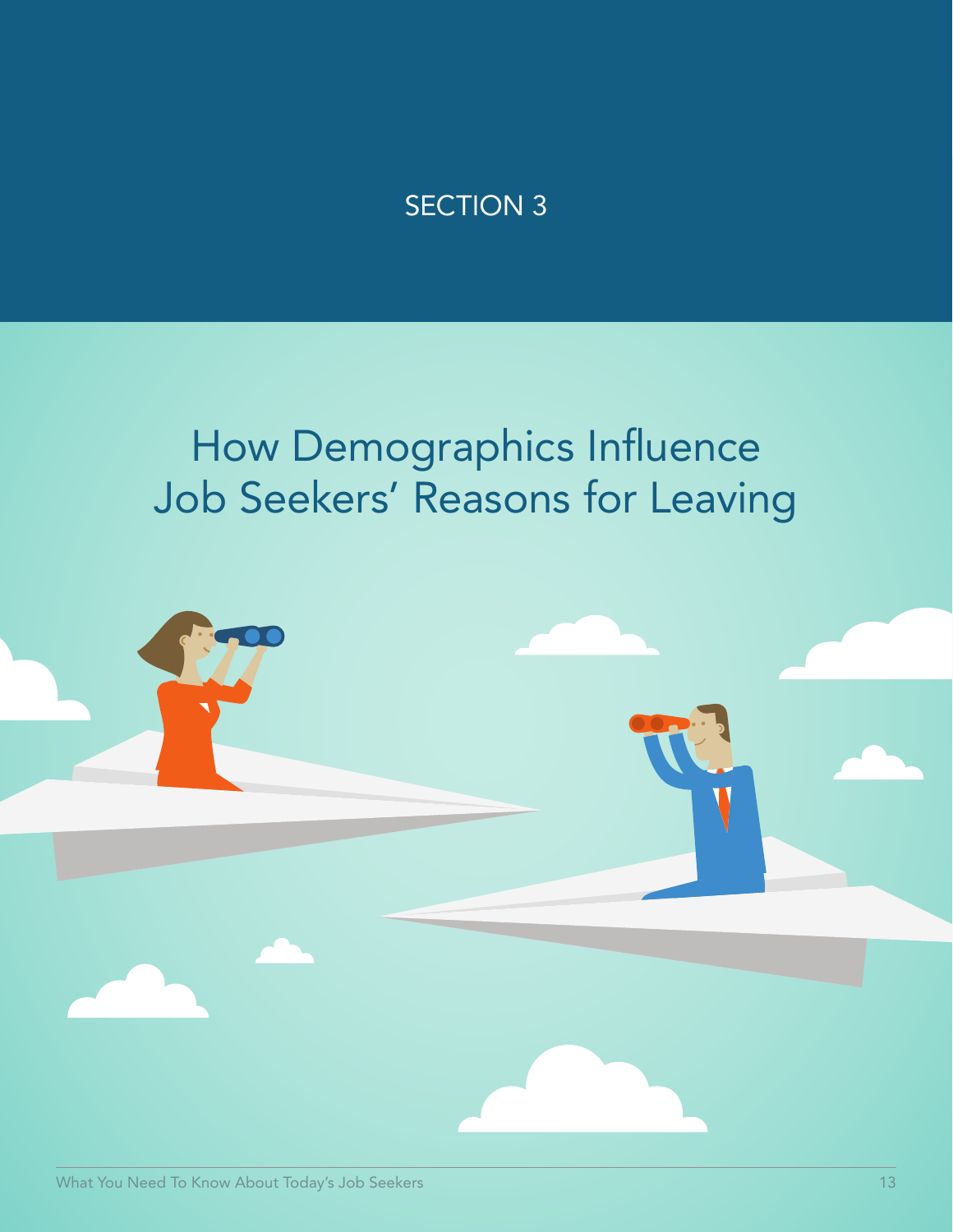SECTION 3

# How Demographics Influence Job Seekers' Reasons for Leaving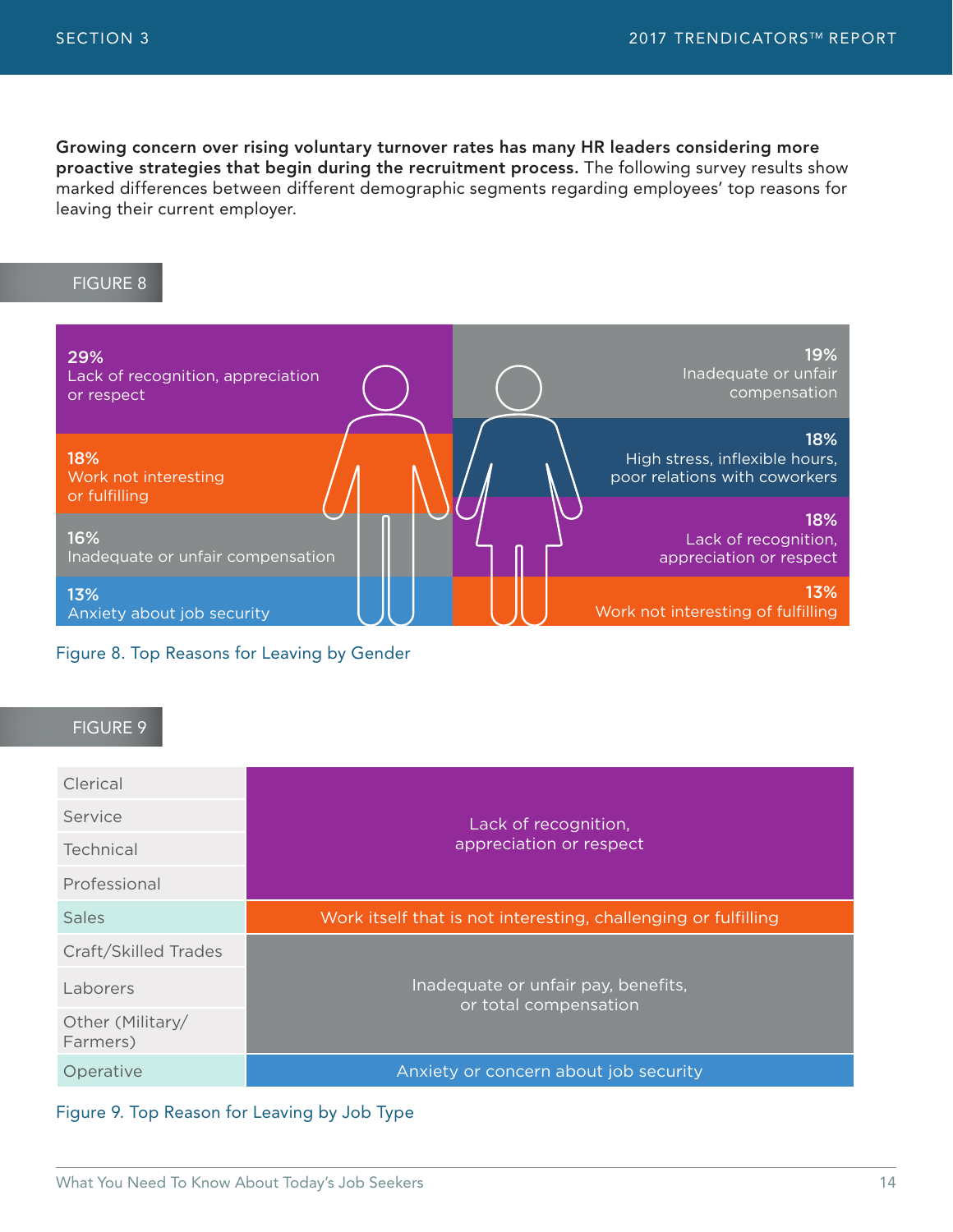**Growing concern over rising voluntary turnover rates has many HR leaders considering more proactive strategies that begin during the recruitment process.** The following survey results show marked differences between different demographic segments regarding employees' top reasons for leaving their current employer.

FIGURE 8

| Men | | Women | |
|---|---|---|---|
| 29% | Lack of recognition, appreciation or respect | 19% | Inadequate or unfair compensation |
| 18% | Work not interesting or fulfilling | 18% | High stress, inflexible hours, poor relations with coworkers |
| 16% | Inadequate or unfair compensation | 18% | Lack of recognition, appreciation or respect |
| 13% | Anxiety about job security | 13% | Work not interesting of fulfilling |

Figure 8. Top Reasons for Leaving by Gender

FIGURE 9

| Job Type | Top Reason for Leaving |
|---|---|
| Clerical | Lack of recognition, appreciation or respect |
| Service | Lack of recognition, appreciation or respect |
| Technical | Lack of recognition, appreciation or respect |
| Professional | Lack of recognition, appreciation or respect |
| Sales | Work itself that is not interesting, challenging or fulfilling |
| Craft/Skilled Trades | Inadequate or unfair pay, benefits, or total compensation |
| Laborers | Inadequate or unfair pay, benefits, or total compensation |
| Other (Military/ Farmers) | Inadequate or unfair pay, benefits, or total compensation |
| Operative | Anxiety or concern about job security |

Figure 9. Top Reason for Leaving by Job Type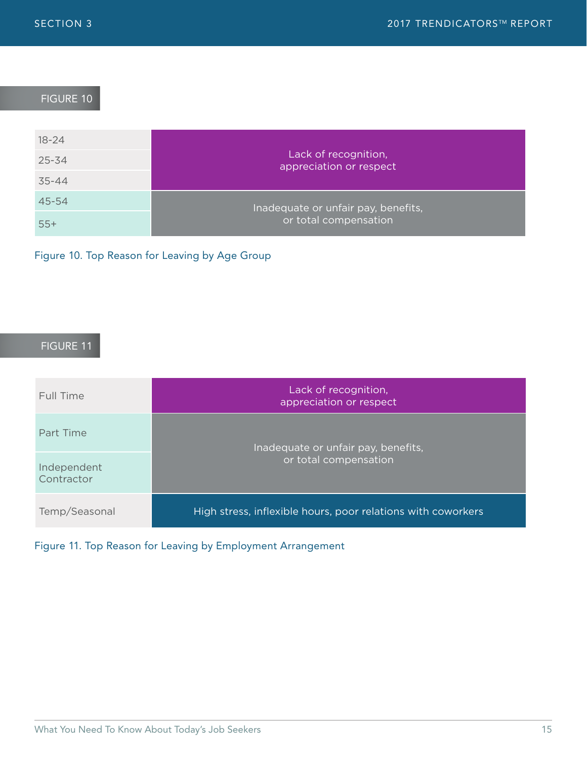FIGURE 10

| Age Group | Top Reason for Leaving |
| --- | --- |
| 18-24 | Lack of recognition, appreciation or respect |
| 25-34 | Lack of recognition, appreciation or respect |
| 35-44 | Lack of recognition, appreciation or respect |
| 45-54 | Inadequate or unfair pay, benefits, or total compensation |
| 55+ | Inadequate or unfair pay, benefits, or total compensation |

Figure 10. Top Reason for Leaving by Age Group

FIGURE 11

| Employment Arrangement | Top Reason for Leaving |
| --- | --- |
| Full Time | Lack of recognition, appreciation or respect |
| Part Time | Inadequate or unfair pay, benefits, or total compensation |
| Independent Contractor | Inadequate or unfair pay, benefits, or total compensation |
| Temp/Seasonal | High stress, inflexible hours, poor relations with coworkers |

Figure 11. Top Reason for Leaving by Employment Arrangement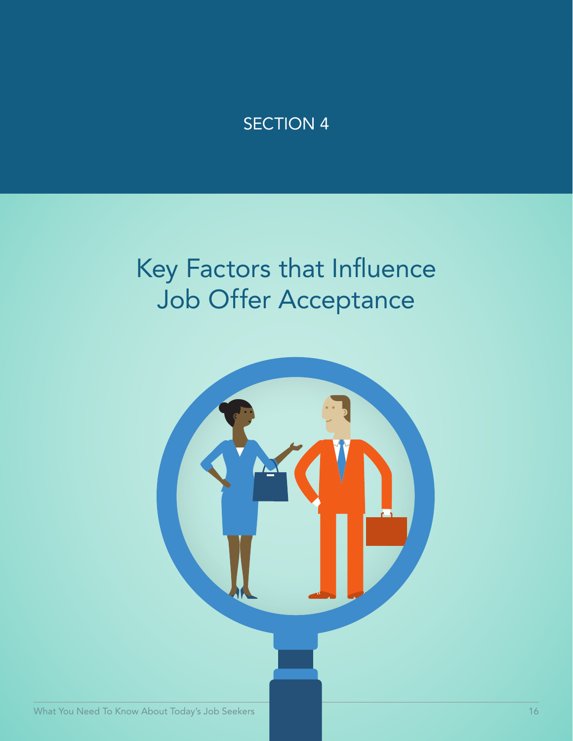SECTION 4

# Key Factors that Influence Job Offer Acceptance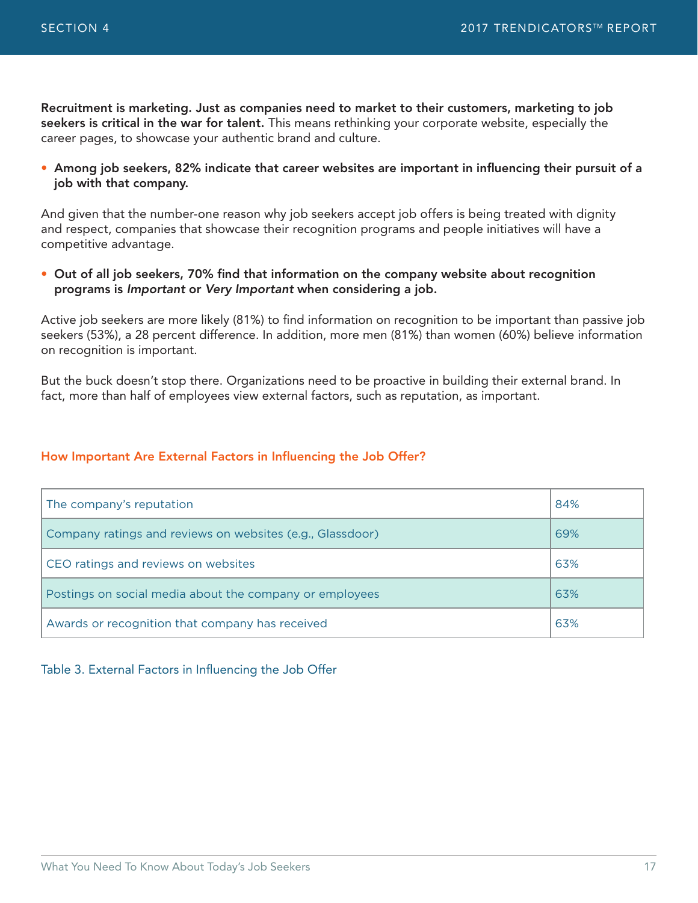**Recruitment is marketing. Just as companies need to market to their customers, marketing to job seekers is critical in the war for talent.** This means rethinking your corporate website, especially the career pages, to showcase your authentic brand and culture.

- **Among job seekers, 82% indicate that career websites are important in influencing their pursuit of a job with that company.**

And given that the number-one reason why job seekers accept job offers is being treated with dignity and respect, companies that showcase their recognition programs and people initiatives will have a competitive advantage.

- **Out of all job seekers, 70% find that information on the company website about recognition programs is *Important* or *Very Important* when considering a job.**

Active job seekers are more likely (81%) to find information on recognition to be important than passive job seekers (53%), a 28 percent difference. In addition, more men (81%) than women (60%) believe information on recognition is important.

But the buck doesn't stop there. Organizations need to be proactive in building their external brand. In fact, more than half of employees view external factors, such as reputation, as important.

### How Important Are External Factors in Influencing the Job Offer?

| | |
|---|---|
| The company's reputation | 84% |
| Company ratings and reviews on websites (e.g., Glassdoor) | 69% |
| CEO ratings and reviews on websites | 63% |
| Postings on social media about the company or employees | 63% |
| Awards or recognition that company has received | 63% |

Table 3. External Factors in Influencing the Job Offer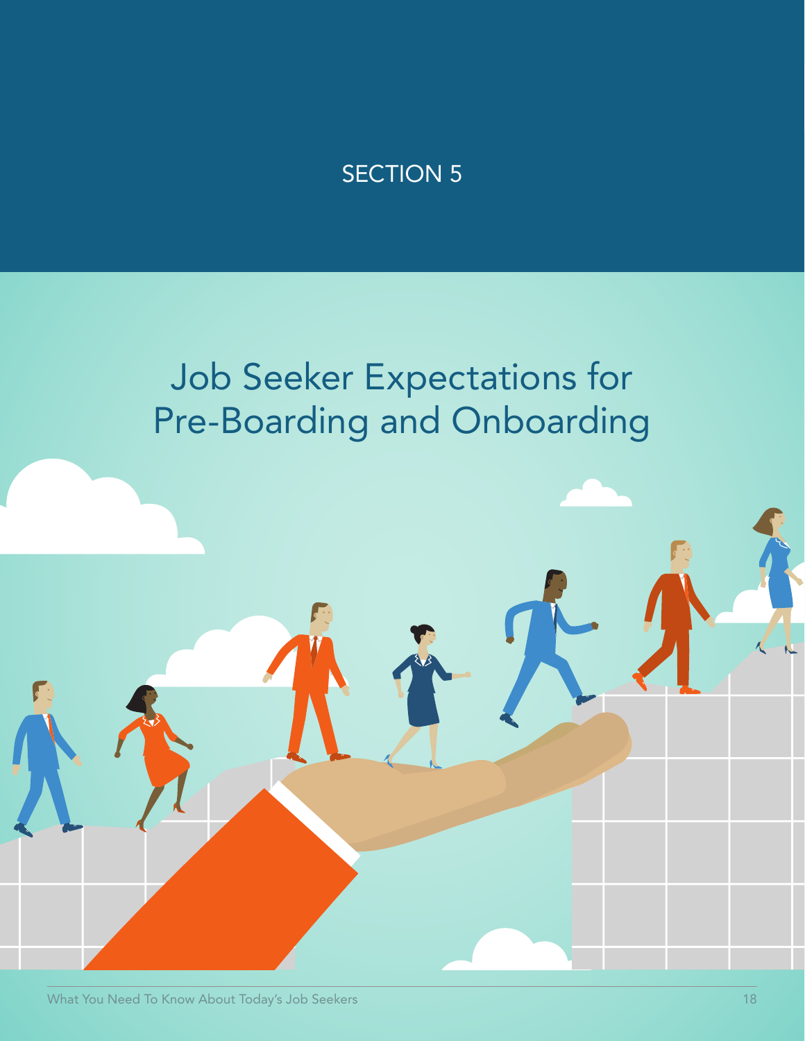SECTION 5

# Job Seeker Expectations for Pre-Boarding and Onboarding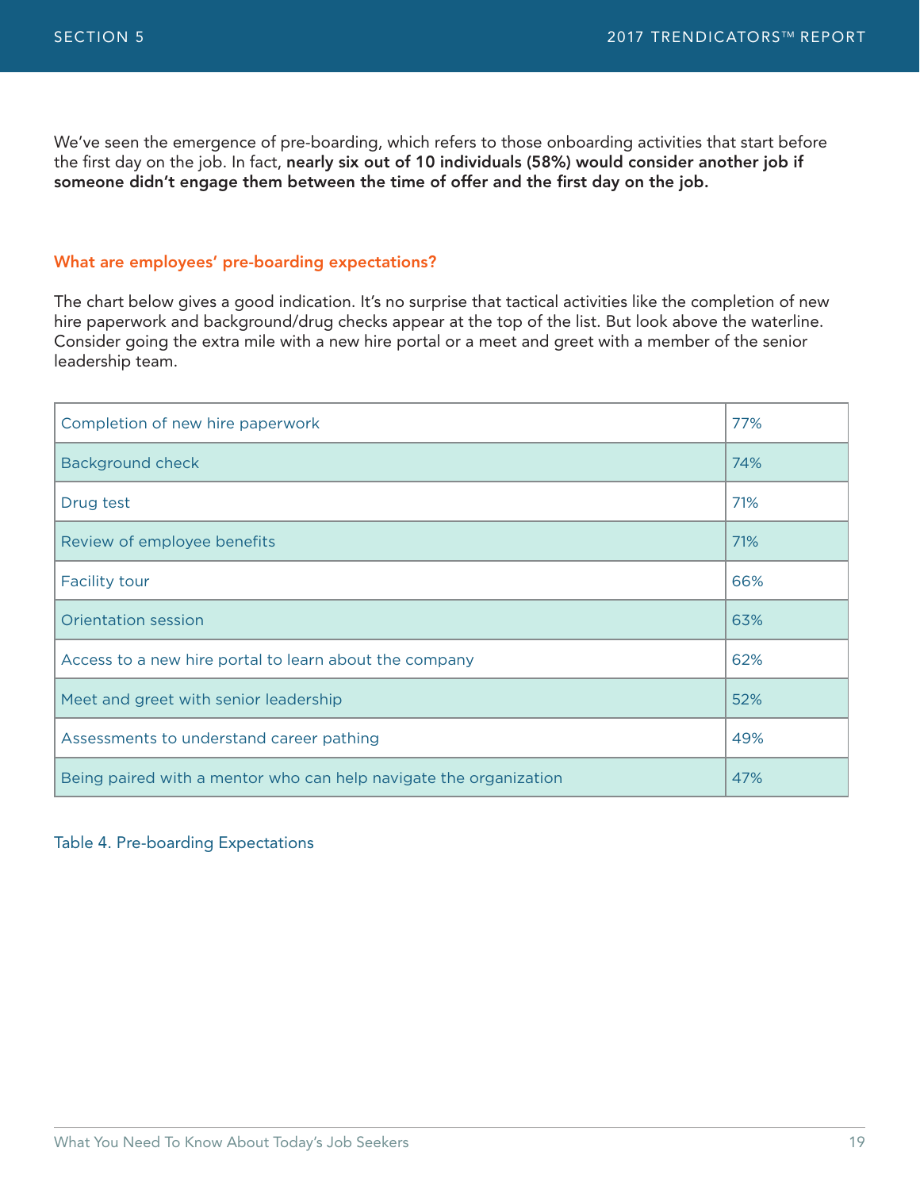We've seen the emergence of pre-boarding, which refers to those onboarding activities that start before the first day on the job. In fact, **nearly six out of 10 individuals (58%) would consider another job if someone didn't engage them between the time of offer and the first day on the job.**

### What are employees' pre-boarding expectations?

The chart below gives a good indication. It's no surprise that tactical activities like the completion of new hire paperwork and background/drug checks appear at the top of the list. But look above the waterline. Consider going the extra mile with a new hire portal or a meet and greet with a member of the senior leadership team.

| | |
|---|---|
| Completion of new hire paperwork | 77% |
| Background check | 74% |
| Drug test | 71% |
| Review of employee benefits | 71% |
| Facility tour | 66% |
| Orientation session | 63% |
| Access to a new hire portal to learn about the company | 62% |
| Meet and greet with senior leadership | 52% |
| Assessments to understand career pathing | 49% |
| Being paired with a mentor who can help navigate the organization | 47% |

Table 4. Pre-boarding Expectations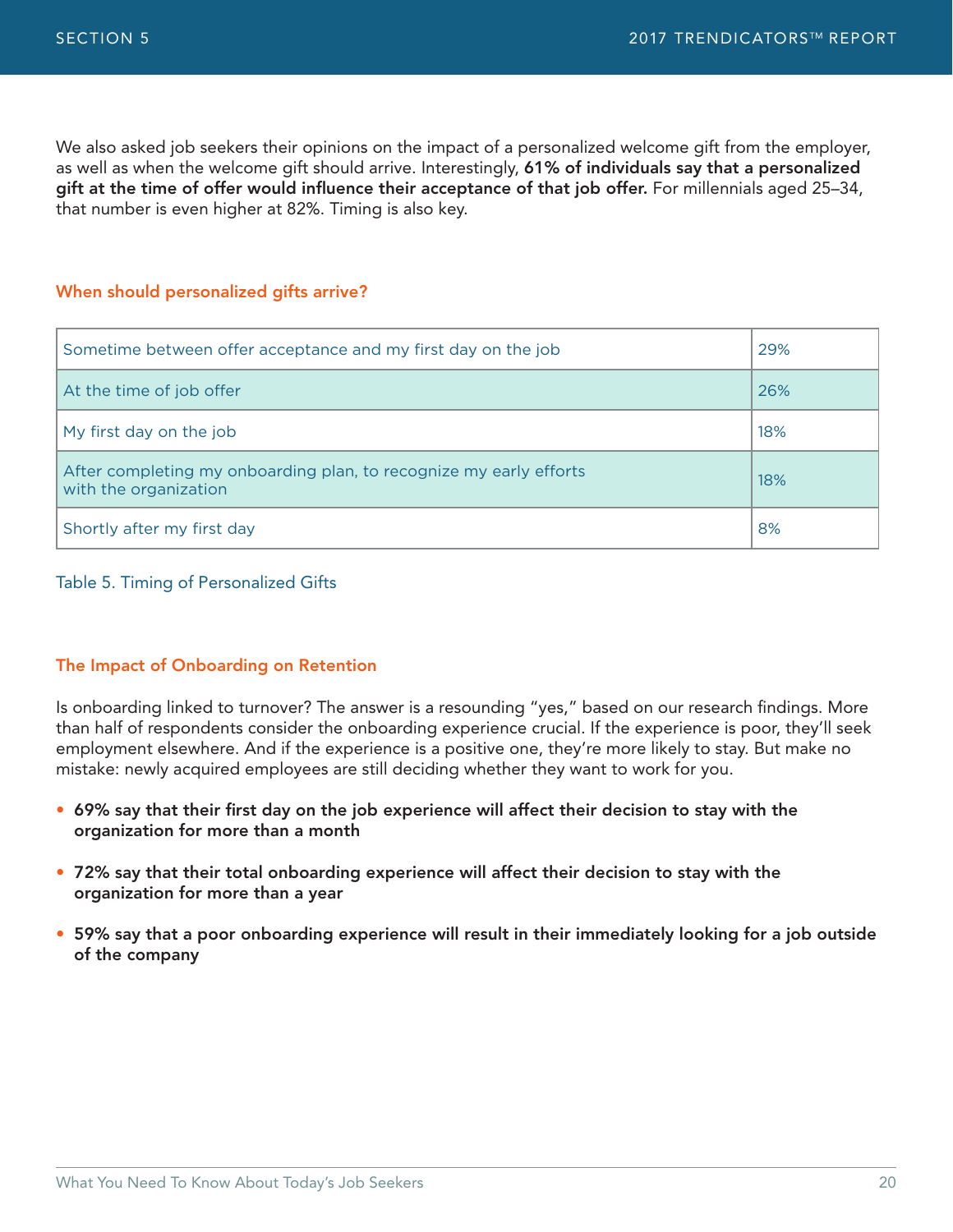We also asked job seekers their opinions on the impact of a personalized welcome gift from the employer, as well as when the welcome gift should arrive. Interestingly, **61% of individuals say that a personalized gift at the time of offer would influence their acceptance of that job offer.** For millennials aged 25–34, that number is even higher at 82%. Timing is also key.

### When should personalized gifts arrive?

| | |
|---|---|
| Sometime between offer acceptance and my first day on the job | 29% |
| At the time of job offer | 26% |
| My first day on the job | 18% |
| After completing my onboarding plan, to recognize my early efforts with the organization | 18% |
| Shortly after my first day | 8% |

Table 5. Timing of Personalized Gifts

### The Impact of Onboarding on Retention

Is onboarding linked to turnover? The answer is a resounding "yes," based on our research findings. More than half of respondents consider the onboarding experience crucial. If the experience is poor, they'll seek employment elsewhere. And if the experience is a positive one, they're more likely to stay. But make no mistake: newly acquired employees are still deciding whether they want to work for you.

- **69% say that their first day on the job experience will affect their decision to stay with the organization for more than a month**
- **72% say that their total onboarding experience will affect their decision to stay with the organization for more than a year**
- **59% say that a poor onboarding experience will result in their immediately looking for a job outside of the company**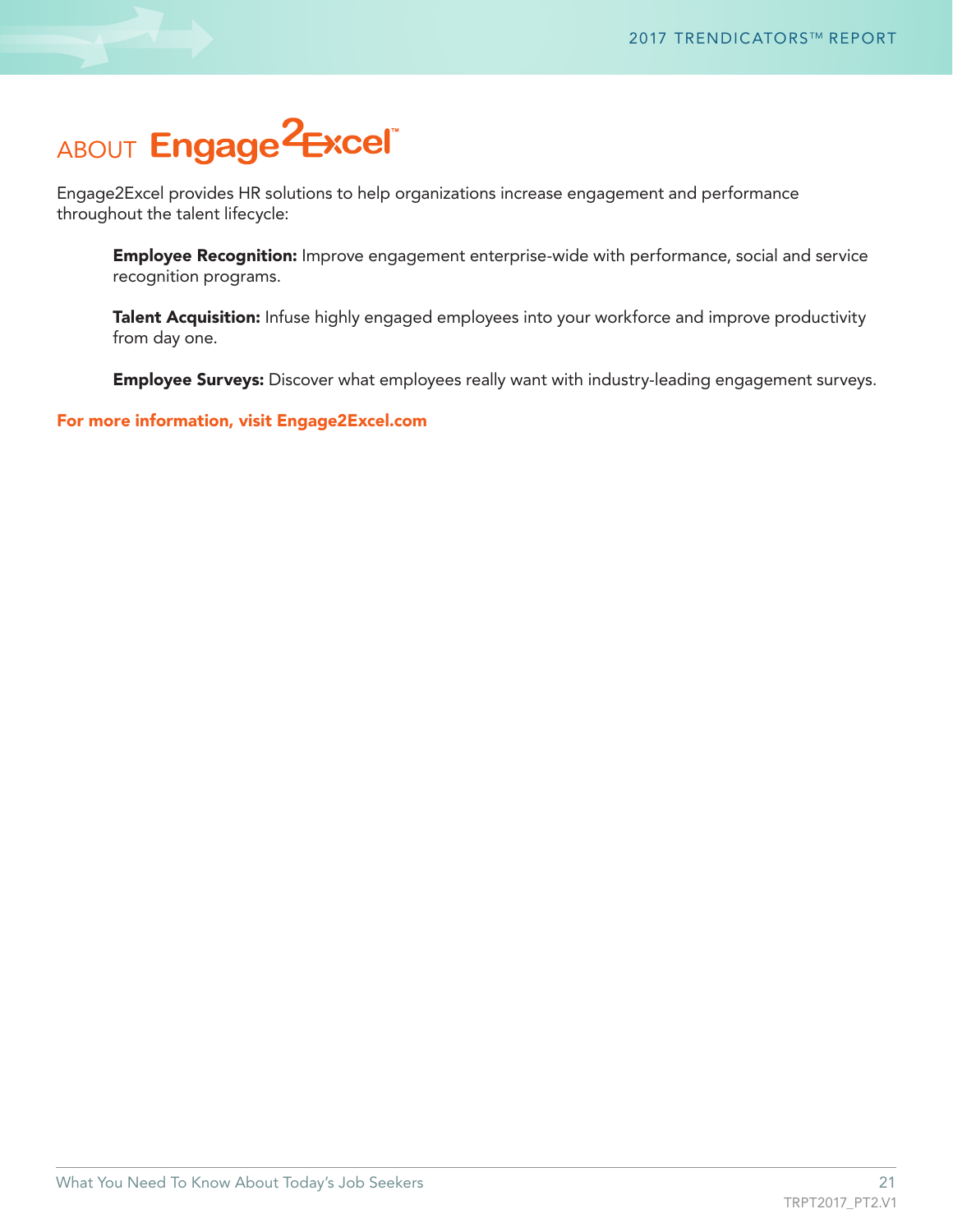# ABOUT Engage2Excel™

Engage2Excel provides HR solutions to help organizations increase engagement and performance throughout the talent lifecycle:

**Employee Recognition:** Improve engagement enterprise-wide with performance, social and service recognition programs.

**Talent Acquisition:** Infuse highly engaged employees into your workforce and improve productivity from day one.

**Employee Surveys:** Discover what employees really want with industry-leading engagement surveys.

**For more information, visit Engage2Excel.com**

TRPT2017_PT2.V1